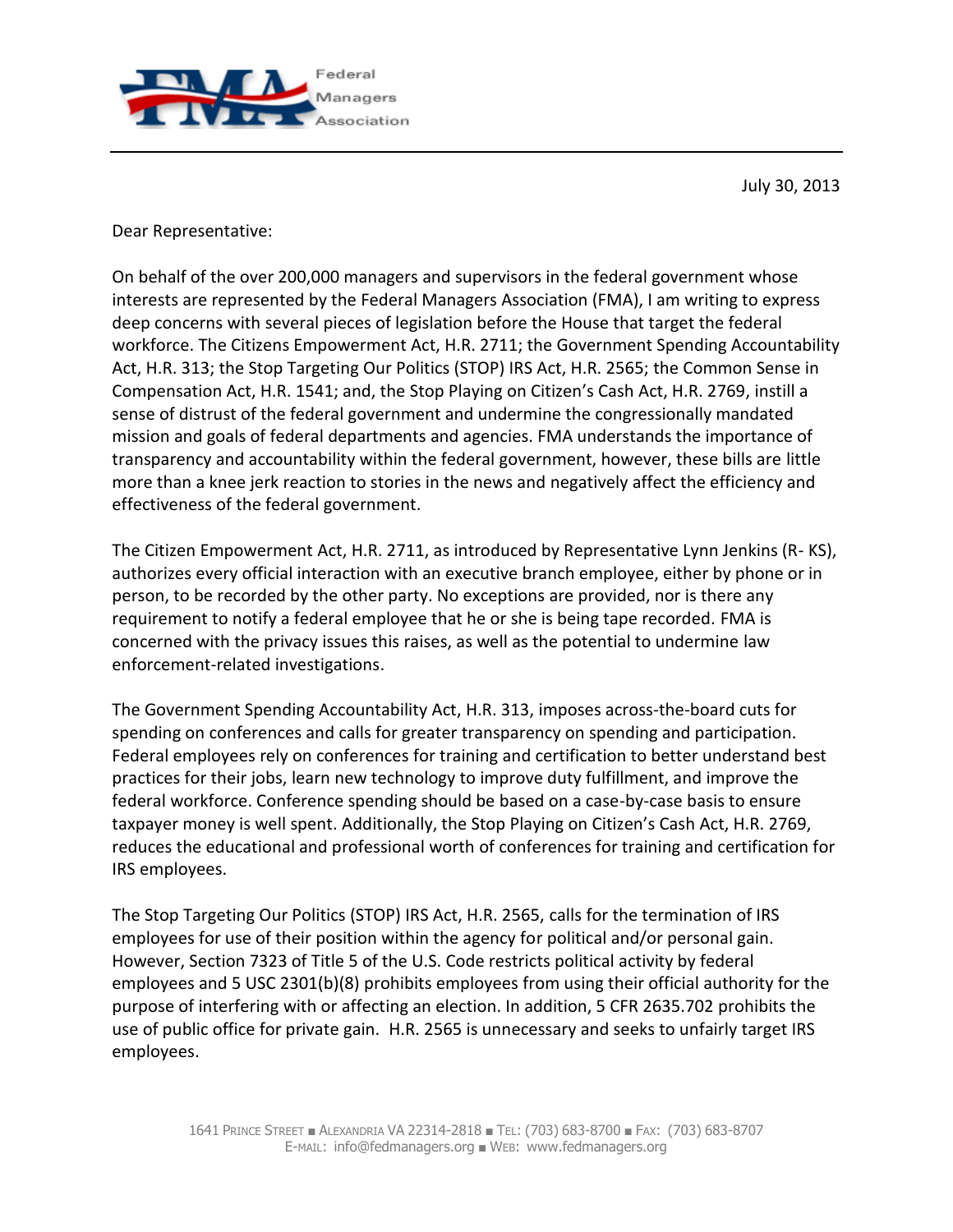Federal Managers Association

July 30, 2013

Dear Representative:

On behalf of the over 200,000 managers and supervisors in the federal government whose interests are represented by the Federal Managers Association (FMA), I am writing to express deep concerns with several pieces of legislation before the House that target the federal workforce. The Citizens Empowerment Act, H.R. 2711; the Government Spending Accountability Act, H.R. 313; the Stop Targeting Our Politics (STOP) IRS Act, H.R. 2565; the Common Sense in Compensation Act, H.R. 1541; and, the Stop Playing on Citizen's Cash Act, H.R. 2769, instill a sense of distrust of the federal government and undermine the congressionally mandated mission and goals of federal departments and agencies. FMA understands the importance of transparency and accountability within the federal government, however, these bills are little more than a knee jerk reaction to stories in the news and negatively affect the efficiency and effectiveness of the federal government.

The Citizen Empowerment Act, H.R. 2711, as introduced by Representative Lynn Jenkins (R- KS), authorizes every official interaction with an executive branch employee, either by phone or in person, to be recorded by the other party. No exceptions are provided, nor is there any requirement to notify a federal employee that he or she is being tape recorded. FMA is concerned with the privacy issues this raises, as well as the potential to undermine law enforcement-related investigations.

The Government Spending Accountability Act, H.R. 313, imposes across-the-board cuts for spending on conferences and calls for greater transparency on spending and participation. Federal employees rely on conferences for training and certification to better understand best practices for their jobs, learn new technology to improve duty fulfillment, and improve the federal workforce. Conference spending should be based on a case-by-case basis to ensure taxpayer money is well spent. Additionally, the Stop Playing on Citizen's Cash Act, H.R. 2769, reduces the educational and professional worth of conferences for training and certification for IRS employees.

The Stop Targeting Our Politics (STOP) IRS Act, H.R. 2565, calls for the termination of IRS employees for use of their position within the agency for political and/or personal gain. However, Section 7323 of Title 5 of the U.S. Code restricts political activity by federal employees and 5 USC 2301(b)(8) prohibits employees from using their official authority for the purpose of interfering with or affecting an election. In addition, 5 CFR 2635.702 prohibits the use of public office for private gain. H.R. 2565 is unnecessary and seeks to unfairly target IRS employees.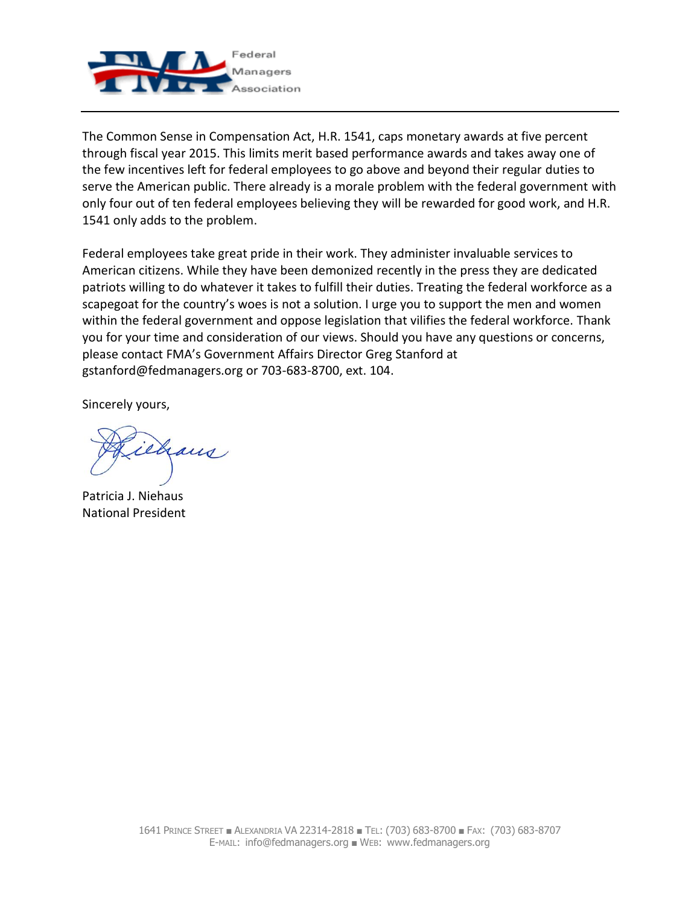The Common Sense in Compensation Act, H.R. 1541, caps monetary awards at five percent through fiscal year 2015. This limits merit based performance awards and takes away one of the few incentives left for federal employees to go above and beyond their regular duties to serve the American public. There already is a morale problem with the federal government with only four out of ten federal employees believing they will be rewarded for good work, and H.R. 1541 only adds to the problem.

Federal employees take great pride in their work. They administer invaluable services to American citizens. While they have been demonized recently in the press they are dedicated patriots willing to do whatever it takes to fulfill their duties. Treating the federal workforce as a scapegoat for the country's woes is not a solution. I urge you to support the men and women within the federal government and oppose legislation that vilifies the federal workforce. Thank you for your time and consideration of our views. Should you have any questions or concerns, please contact FMA's Government Affairs Director Greg Stanford at gstanford@fedmanagers.org or 703-683-8700, ext. 104.

Sincerely yours,

Patricia J. Niehaus
National President